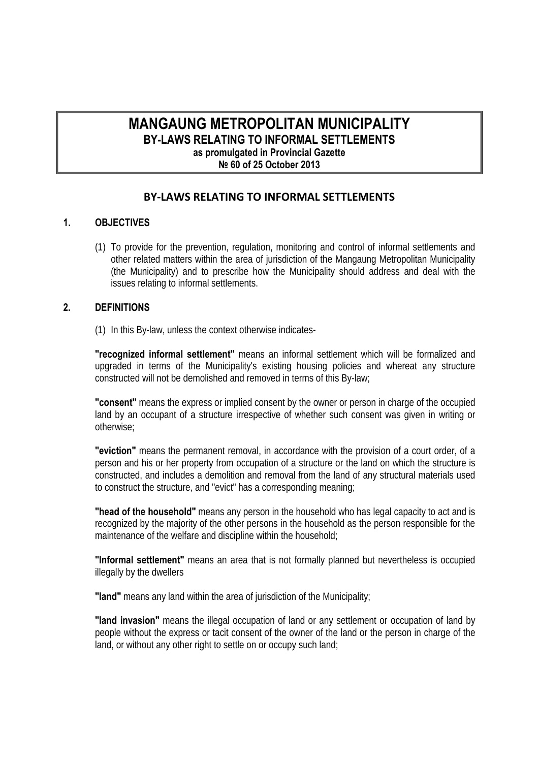# MANGAUNG METROPOLITAN MUNICIPALITY
## BY-LAWS RELATING TO INFORMAL SETTLEMENTS
**as promulgated in Provincial Gazette**
**№ 60 of 25 October 2013**

## BY-LAWS RELATING TO INFORMAL SETTLEMENTS

### 1. OBJECTIVES

(1) To provide for the prevention, regulation, monitoring and control of informal settlements and other related matters within the area of jurisdiction of the Mangaung Metropolitan Municipality (the Municipality) and to prescribe how the Municipality should address and deal with the issues relating to informal settlements.

### 2. DEFINITIONS

(1) In this By-law, unless the context otherwise indicates-

**"recognized informal settlement"** means an informal settlement which will be formalized and upgraded in terms of the Municipality's existing housing policies and whereat any structure constructed will not be demolished and removed in terms of this By-law;

**"consent"** means the express or implied consent by the owner or person in charge of the occupied land by an occupant of a structure irrespective of whether such consent was given in writing or otherwise;

**"eviction"** means the permanent removal, in accordance with the provision of a court order, of a person and his or her property from occupation of a structure or the land on which the structure is constructed, and includes a demolition and removal from the land of any structural materials used to construct the structure, and "evict" has a corresponding meaning;

**"head of the household"** means any person in the household who has legal capacity to act and is recognized by the majority of the other persons in the household as the person responsible for the maintenance of the welfare and discipline within the household;

**"Informal settlement"** means an area that is not formally planned but nevertheless is occupied illegally by the dwellers

**"land"** means any land within the area of jurisdiction of the Municipality;

**"land invasion"** means the illegal occupation of land or any settlement or occupation of land by people without the express or tacit consent of the owner of the land or the person in charge of the land, or without any other right to settle on or occupy such land;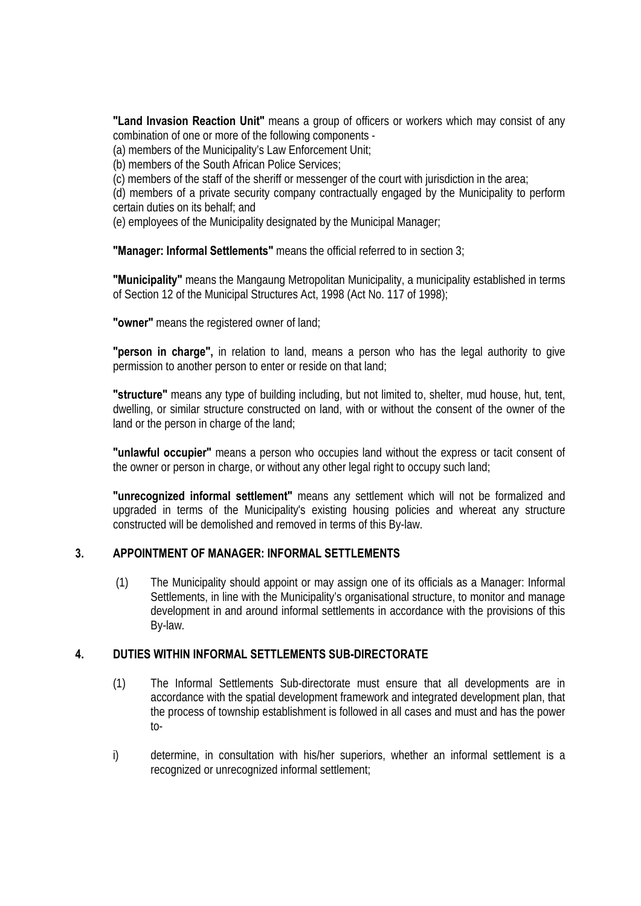**"Land Invasion Reaction Unit"** means a group of officers or workers which may consist of any combination of one or more of the following components -

(a) members of the Municipality's Law Enforcement Unit;

(b) members of the South African Police Services;

(c) members of the staff of the sheriff or messenger of the court with jurisdiction in the area;

(d) members of a private security company contractually engaged by the Municipality to perform certain duties on its behalf; and

(e) employees of the Municipality designated by the Municipal Manager;

**"Manager: Informal Settlements"** means the official referred to in section 3;

**"Municipality"** means the Mangaung Metropolitan Municipality, a municipality established in terms of Section 12 of the Municipal Structures Act, 1998 (Act No. 117 of 1998);

**"owner"** means the registered owner of land;

**"person in charge",** in relation to land, means a person who has the legal authority to give permission to another person to enter or reside on that land;

**"structure"** means any type of building including, but not limited to, shelter, mud house, hut, tent, dwelling, or similar structure constructed on land, with or without the consent of the owner of the land or the person in charge of the land;

**"unlawful occupier"** means a person who occupies land without the express or tacit consent of the owner or person in charge, or without any other legal right to occupy such land;

**"unrecognized informal settlement"** means any settlement which will not be formalized and upgraded in terms of the Municipality's existing housing policies and whereat any structure constructed will be demolished and removed in terms of this By-law.

## 3. APPOINTMENT OF MANAGER: INFORMAL SETTLEMENTS

(1) The Municipality should appoint or may assign one of its officials as a Manager: Informal Settlements, in line with the Municipality's organisational structure, to monitor and manage development in and around informal settlements in accordance with the provisions of this By-law.

## 4. DUTIES WITHIN INFORMAL SETTLEMENTS SUB-DIRECTORATE

(1) The Informal Settlements Sub-directorate must ensure that all developments are in accordance with the spatial development framework and integrated development plan, that the process of township establishment is followed in all cases and must and has the power to-

i) determine, in consultation with his/her superiors, whether an informal settlement is a recognized or unrecognized informal settlement;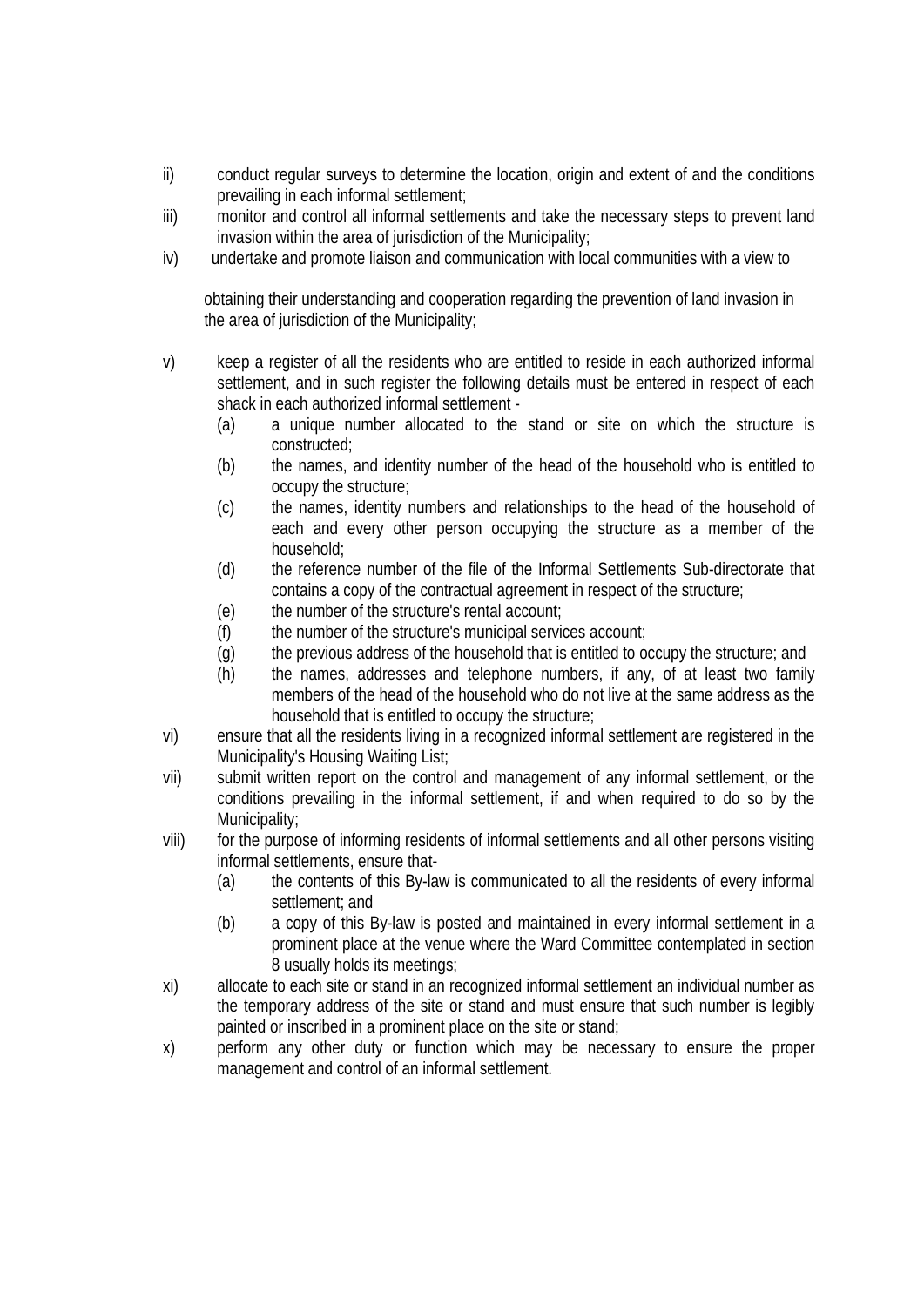ii) conduct regular surveys to determine the location, origin and extent of and the conditions prevailing in each informal settlement;

iii) monitor and control all informal settlements and take the necessary steps to prevent land invasion within the area of jurisdiction of the Municipality;

iv) undertake and promote liaison and communication with local communities with a view to

obtaining their understanding and cooperation regarding the prevention of land invasion in the area of jurisdiction of the Municipality;

v) keep a register of all the residents who are entitled to reside in each authorized informal settlement, and in such register the following details must be entered in respect of each shack in each authorized informal settlement -

   (a) a unique number allocated to the stand or site on which the structure is constructed;
   (b) the names, and identity number of the head of the household who is entitled to occupy the structure;
   (c) the names, identity numbers and relationships to the head of the household of each and every other person occupying the structure as a member of the household;
   (d) the reference number of the file of the Informal Settlements Sub-directorate that contains a copy of the contractual agreement in respect of the structure;
   (e) the number of the structure's rental account;
   (f) the number of the structure's municipal services account;
   (g) the previous address of the household that is entitled to occupy the structure; and
   (h) the names, addresses and telephone numbers, if any, of at least two family members of the head of the household who do not live at the same address as the household that is entitled to occupy the structure;

vi) ensure that all the residents living in a recognized informal settlement are registered in the Municipality's Housing Waiting List;

vii) submit written report on the control and management of any informal settlement, or the conditions prevailing in the informal settlement, if and when required to do so by the Municipality;

viii) for the purpose of informing residents of informal settlements and all other persons visiting informal settlements, ensure that-

   (a) the contents of this By-law is communicated to all the residents of every informal settlement; and
   (b) a copy of this By-law is posted and maintained in every informal settlement in a prominent place at the venue where the Ward Committee contemplated in section 8 usually holds its meetings;

xi) allocate to each site or stand in an recognized informal settlement an individual number as the temporary address of the site or stand and must ensure that such number is legibly painted or inscribed in a prominent place on the site or stand;

x) perform any other duty or function which may be necessary to ensure the proper management and control of an informal settlement.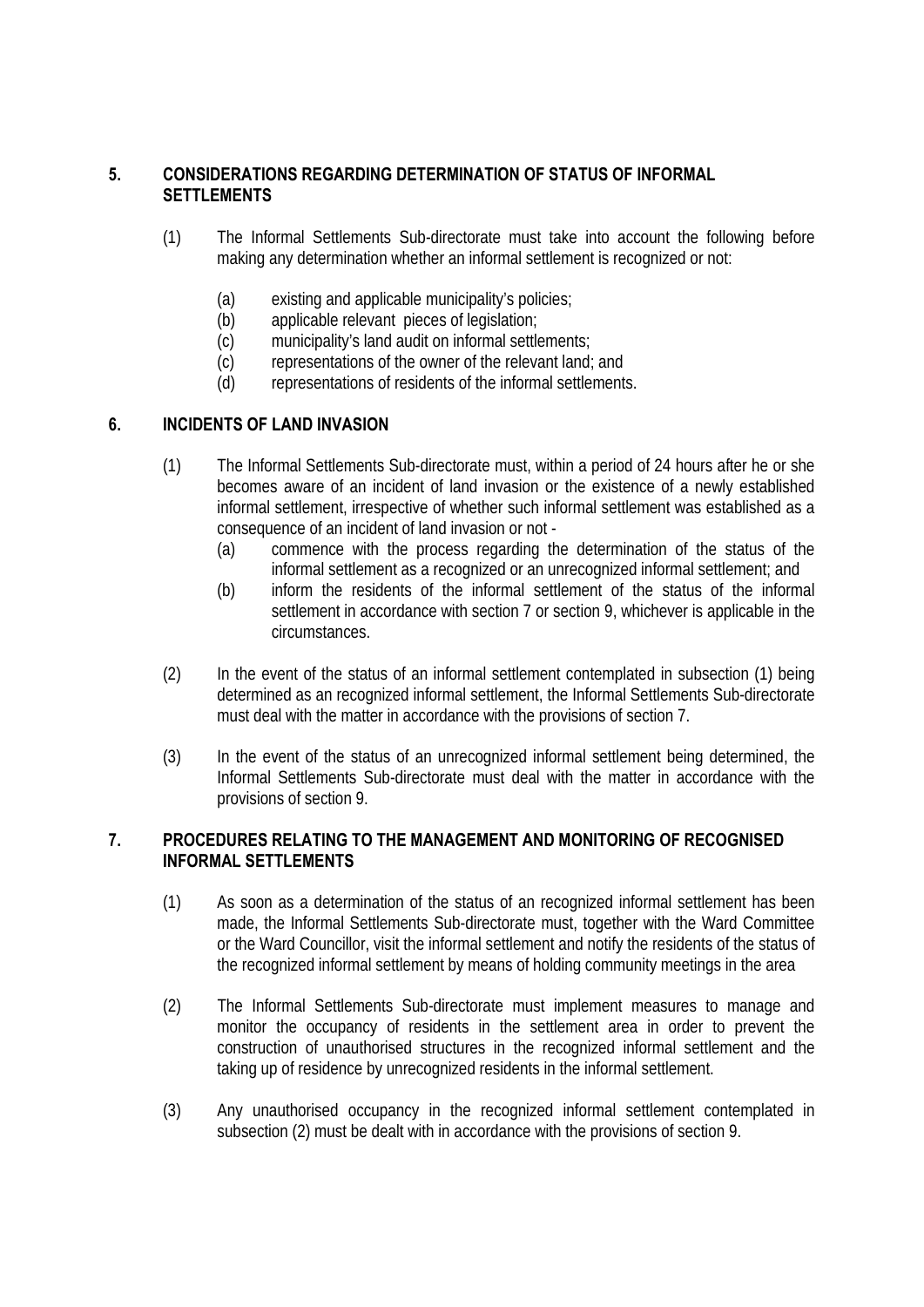## 5. CONSIDERATIONS REGARDING DETERMINATION OF STATUS OF INFORMAL SETTLEMENTS

(1) The Informal Settlements Sub-directorate must take into account the following before making any determination whether an informal settlement is recognized or not:

(a) existing and applicable municipality's policies;
(b) applicable relevant pieces of legislation;
(c) municipality's land audit on informal settlements;
(c) representations of the owner of the relevant land; and
(d) representations of residents of the informal settlements.

## 6. INCIDENTS OF LAND INVASION

(1) The Informal Settlements Sub-directorate must, within a period of 24 hours after he or she becomes aware of an incident of land invasion or the existence of a newly established informal settlement, irrespective of whether such informal settlement was established as a consequence of an incident of land invasion or not -

(a) commence with the process regarding the determination of the status of the informal settlement as a recognized or an unrecognized informal settlement; and
(b) inform the residents of the informal settlement of the status of the informal settlement in accordance with section 7 or section 9, whichever is applicable in the circumstances.

(2) In the event of the status of an informal settlement contemplated in subsection (1) being determined as an recognized informal settlement, the Informal Settlements Sub-directorate must deal with the matter in accordance with the provisions of section 7.

(3) In the event of the status of an unrecognized informal settlement being determined, the Informal Settlements Sub-directorate must deal with the matter in accordance with the provisions of section 9.

## 7. PROCEDURES RELATING TO THE MANAGEMENT AND MONITORING OF RECOGNISED INFORMAL SETTLEMENTS

(1) As soon as a determination of the status of an recognized informal settlement has been made, the Informal Settlements Sub-directorate must, together with the Ward Committee or the Ward Councillor, visit the informal settlement and notify the residents of the status of the recognized informal settlement by means of holding community meetings in the area

(2) The Informal Settlements Sub-directorate must implement measures to manage and monitor the occupancy of residents in the settlement area in order to prevent the construction of unauthorised structures in the recognized informal settlement and the taking up of residence by unrecognized residents in the informal settlement.

(3) Any unauthorised occupancy in the recognized informal settlement contemplated in subsection (2) must be dealt with in accordance with the provisions of section 9.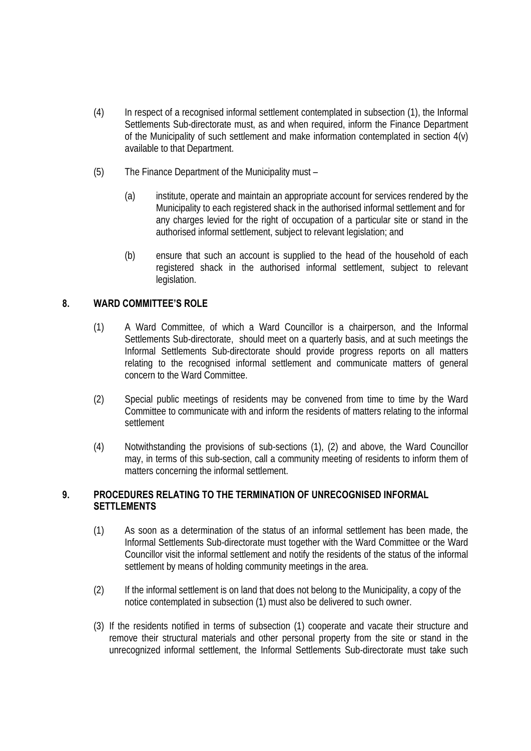(4) In respect of a recognised informal settlement contemplated in subsection (1), the Informal Settlements Sub-directorate must, as and when required, inform the Finance Department of the Municipality of such settlement and make information contemplated in section 4(v) available to that Department.

(5) The Finance Department of the Municipality must –

(a) institute, operate and maintain an appropriate account for services rendered by the Municipality to each registered shack in the authorised informal settlement and for any charges levied for the right of occupation of a particular site or stand in the authorised informal settlement, subject to relevant legislation; and

(b) ensure that such an account is supplied to the head of the household of each registered shack in the authorised informal settlement, subject to relevant legislation.

## 8. WARD COMMITTEE'S ROLE

(1) A Ward Committee, of which a Ward Councillor is a chairperson, and the Informal Settlements Sub-directorate, should meet on a quarterly basis, and at such meetings the Informal Settlements Sub-directorate should provide progress reports on all matters relating to the recognised informal settlement and communicate matters of general concern to the Ward Committee.

(2) Special public meetings of residents may be convened from time to time by the Ward Committee to communicate with and inform the residents of matters relating to the informal settlement

(4) Notwithstanding the provisions of sub-sections (1), (2) and above, the Ward Councillor may, in terms of this sub-section, call a community meeting of residents to inform them of matters concerning the informal settlement.

## 9. PROCEDURES RELATING TO THE TERMINATION OF UNRECOGNISED INFORMAL SETTLEMENTS

(1) As soon as a determination of the status of an informal settlement has been made, the Informal Settlements Sub-directorate must together with the Ward Committee or the Ward Councillor visit the informal settlement and notify the residents of the status of the informal settlement by means of holding community meetings in the area.

(2) If the informal settlement is on land that does not belong to the Municipality, a copy of the notice contemplated in subsection (1) must also be delivered to such owner.

(3) If the residents notified in terms of subsection (1) cooperate and vacate their structure and remove their structural materials and other personal property from the site or stand in the unrecognized informal settlement, the Informal Settlements Sub-directorate must take such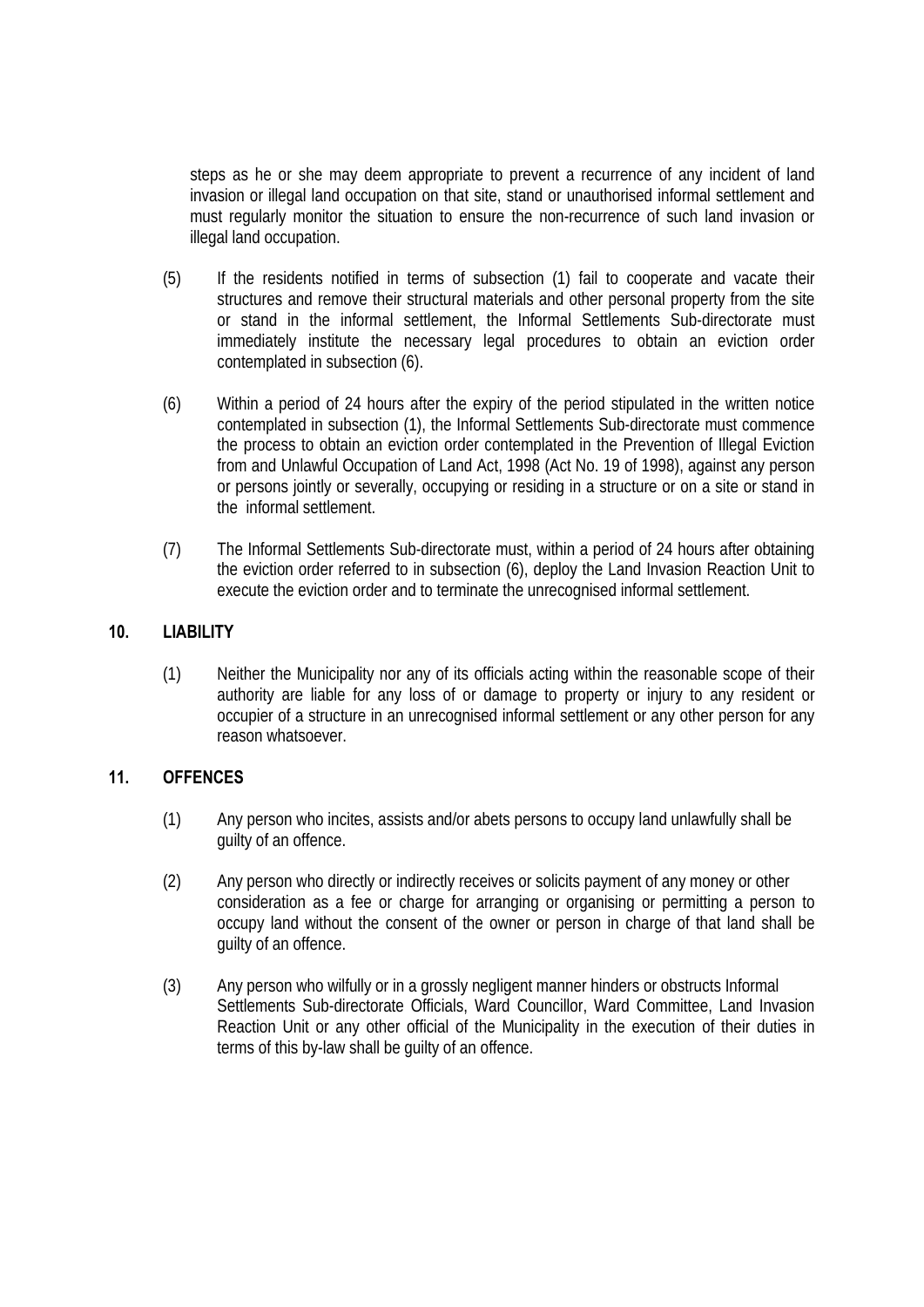steps as he or she may deem appropriate to prevent a recurrence of any incident of land invasion or illegal land occupation on that site, stand or unauthorised informal settlement and must regularly monitor the situation to ensure the non-recurrence of such land invasion or illegal land occupation.

(5) If the residents notified in terms of subsection (1) fail to cooperate and vacate their structures and remove their structural materials and other personal property from the site or stand in the informal settlement, the Informal Settlements Sub-directorate must immediately institute the necessary legal procedures to obtain an eviction order contemplated in subsection (6).

(6) Within a period of 24 hours after the expiry of the period stipulated in the written notice contemplated in subsection (1), the Informal Settlements Sub-directorate must commence the process to obtain an eviction order contemplated in the Prevention of Illegal Eviction from and Unlawful Occupation of Land Act, 1998 (Act No. 19 of 1998), against any person or persons jointly or severally, occupying or residing in a structure or on a site or stand in the informal settlement.

(7) The Informal Settlements Sub-directorate must, within a period of 24 hours after obtaining the eviction order referred to in subsection (6), deploy the Land Invasion Reaction Unit to execute the eviction order and to terminate the unrecognised informal settlement.

## 10. LIABILITY

(1) Neither the Municipality nor any of its officials acting within the reasonable scope of their authority are liable for any loss of or damage to property or injury to any resident or occupier of a structure in an unrecognised informal settlement or any other person for any reason whatsoever.

## 11. OFFENCES

(1) Any person who incites, assists and/or abets persons to occupy land unlawfully shall be guilty of an offence.

(2) Any person who directly or indirectly receives or solicits payment of any money or other consideration as a fee or charge for arranging or organising or permitting a person to occupy land without the consent of the owner or person in charge of that land shall be guilty of an offence.

(3) Any person who wilfully or in a grossly negligent manner hinders or obstructs Informal Settlements Sub-directorate Officials, Ward Councillor, Ward Committee, Land Invasion Reaction Unit or any other official of the Municipality in the execution of their duties in terms of this by-law shall be guilty of an offence.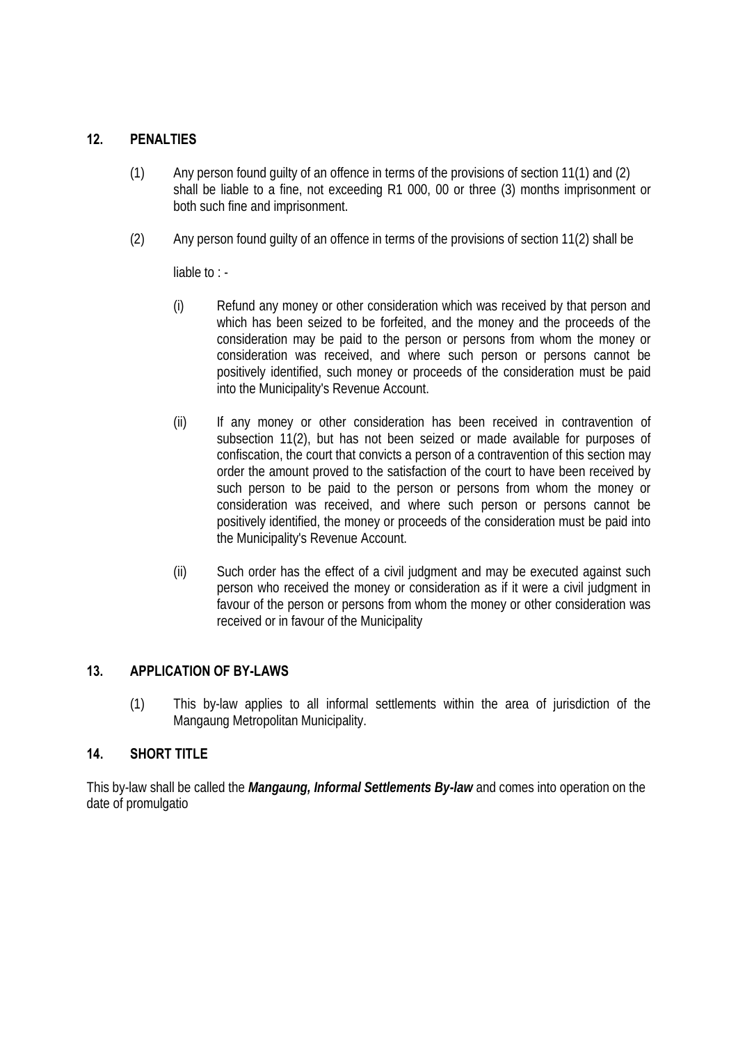## 12. PENALTIES

(1) Any person found guilty of an offence in terms of the provisions of section 11(1) and (2) shall be liable to a fine, not exceeding R1 000, 00 or three (3) months imprisonment or both such fine and imprisonment.

(2) Any person found guilty of an offence in terms of the provisions of section 11(2) shall be

liable to : -

(i) Refund any money or other consideration which was received by that person and which has been seized to be forfeited, and the money and the proceeds of the consideration may be paid to the person or persons from whom the money or consideration was received, and where such person or persons cannot be positively identified, such money or proceeds of the consideration must be paid into the Municipality's Revenue Account.

(ii) If any money or other consideration has been received in contravention of subsection 11(2), but has not been seized or made available for purposes of confiscation, the court that convicts a person of a contravention of this section may order the amount proved to the satisfaction of the court to have been received by such person to be paid to the person or persons from whom the money or consideration was received, and where such person or persons cannot be positively identified, the money or proceeds of the consideration must be paid into the Municipality's Revenue Account.

(ii) Such order has the effect of a civil judgment and may be executed against such person who received the money or consideration as if it were a civil judgment in favour of the person or persons from whom the money or other consideration was received or in favour of the Municipality

## 13. APPLICATION OF BY-LAWS

(1) This by-law applies to all informal settlements within the area of jurisdiction of the Mangaung Metropolitan Municipality.

## 14. SHORT TITLE

This by-law shall be called the ***Mangaung, Informal Settlements By-law*** and comes into operation on the date of promulgatio